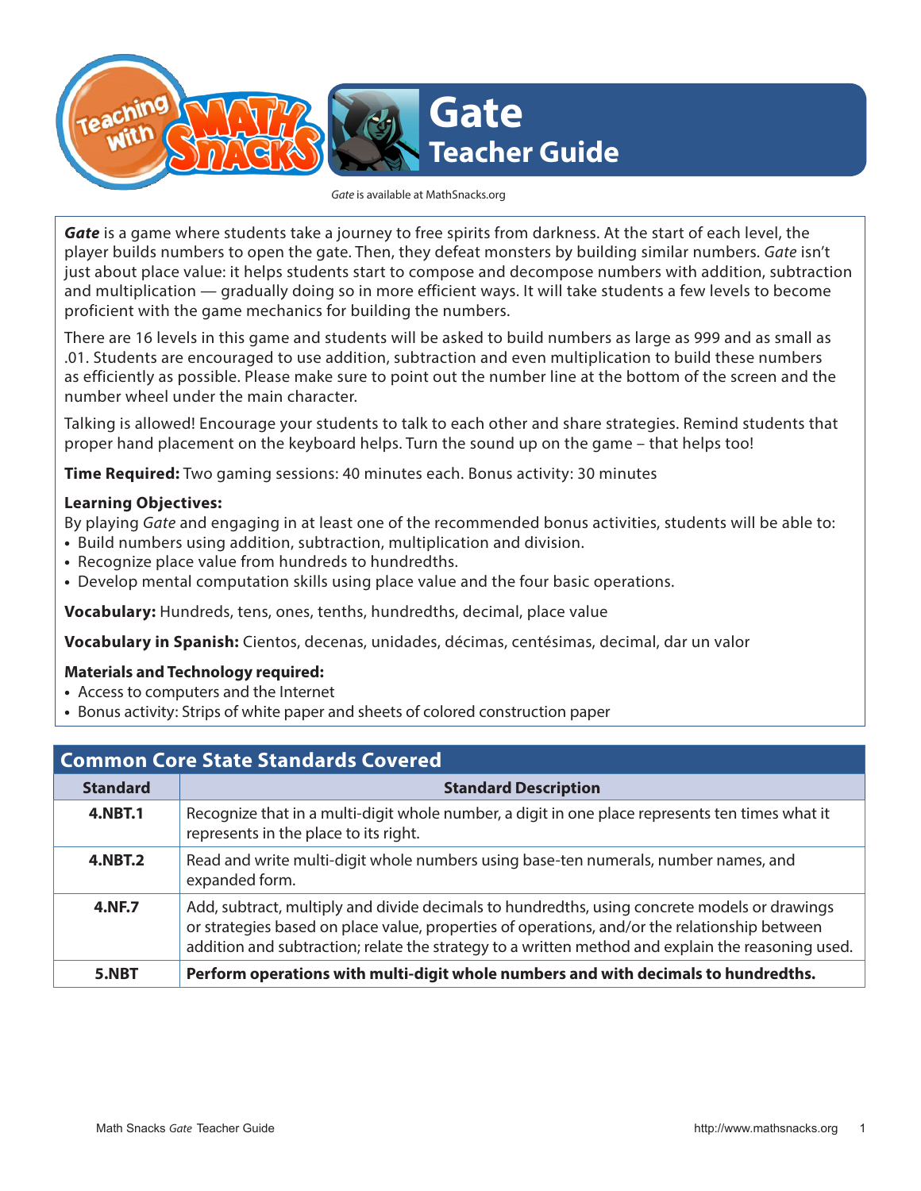# Gate
## Teacher Guide

*Gate* is available at MathSnacks.org

***Gate*** is a game where students take a journey to free spirits from darkness. At the start of each level, the player builds numbers to open the gate. Then, they defeat monsters by building similar numbers. *Gate* isn't just about place value: it helps students start to compose and decompose numbers with addition, subtraction and multiplication — gradually doing so in more efficient ways. It will take students a few levels to become proficient with the game mechanics for building the numbers.

There are 16 levels in this game and students will be asked to build numbers as large as 999 and as small as .01. Students are encouraged to use addition, subtraction and even multiplication to build these numbers as efficiently as possible. Please make sure to point out the number line at the bottom of the screen and the number wheel under the main character.

Talking is allowed! Encourage your students to talk to each other and share strategies. Remind students that proper hand placement on the keyboard helps. Turn the sound up on the game – that helps too!

**Time Required:** Two gaming sessions: 40 minutes each. Bonus activity: 30 minutes

**Learning Objectives:**
By playing *Gate* and engaging in at least one of the recommended bonus activities, students will be able to:
- Build numbers using addition, subtraction, multiplication and division.
- Recognize place value from hundreds to hundredths.
- Develop mental computation skills using place value and the four basic operations.

**Vocabulary:** Hundreds, tens, ones, tenths, hundredths, decimal, place value

**Vocabulary in Spanish:** Cientos, decenas, unidades, décimas, centésimas, decimal, dar un valor

**Materials and Technology required:**
- Access to computers and the Internet
- Bonus activity: Strips of white paper and sheets of colored construction paper

## Common Core State Standards Covered

| Standard | Standard Description |
|---|---|
| **4.NBT.1** | Recognize that in a multi-digit whole number, a digit in one place represents ten times what it represents in the place to its right. |
| **4.NBT.2** | Read and write multi-digit whole numbers using base-ten numerals, number names, and expanded form. |
| **4.NF.7** | Add, subtract, multiply and divide decimals to hundredths, using concrete models or drawings or strategies based on place value, properties of operations, and/or the relationship between addition and subtraction; relate the strategy to a written method and explain the reasoning used. |
| **5.NBT** | **Perform operations with multi-digit whole numbers and with decimals to hundredths.** |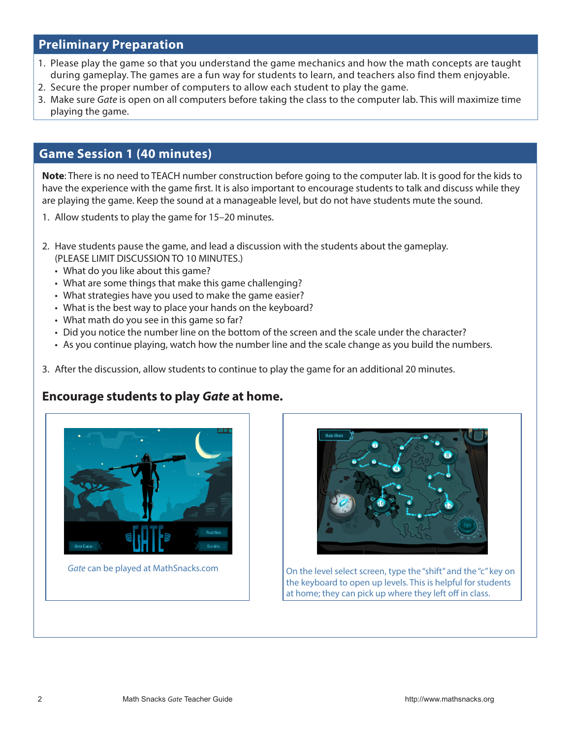## Preliminary Preparation

1. Please play the game so that you understand the game mechanics and how the math concepts are taught during gameplay. The games are a fun way for students to learn, and teachers also find them enjoyable.
2. Secure the proper number of computers to allow each student to play the game.
3. Make sure *Gate* is open on all computers before taking the class to the computer lab. This will maximize time playing the game.

## Game Session 1 (40 minutes)

**Note**: There is no need to TEACH number construction before going to the computer lab. It is good for the kids to have the experience with the game first. It is also important to encourage students to talk and discuss while they are playing the game. Keep the sound at a manageable level, but do not have students mute the sound.

1. Allow students to play the game for 15–20 minutes.

2. Have students pause the game, and lead a discussion with the students about the gameplay. (PLEASE LIMIT DISCUSSION TO 10 MINUTES.)
   - What do you like about this game?
   - What are some things that make this game challenging?
   - What strategies have you used to make the game easier?
   - What is the best way to place your hands on the keyboard?
   - What math do you see in this game so far?
   - Did you notice the number line on the bottom of the screen and the scale under the character?
   - As you continue playing, watch how the number line and the scale change as you build the numbers.

3. After the discussion, allow students to continue to play the game for an additional 20 minutes.

### Encourage students to play *Gate* at home.

*Gate* can be played at MathSnacks.com

On the level select screen, type the "shift" and the "c" key on the keyboard to open up levels. This is helpful for students at home; they can pick up where they left off in class.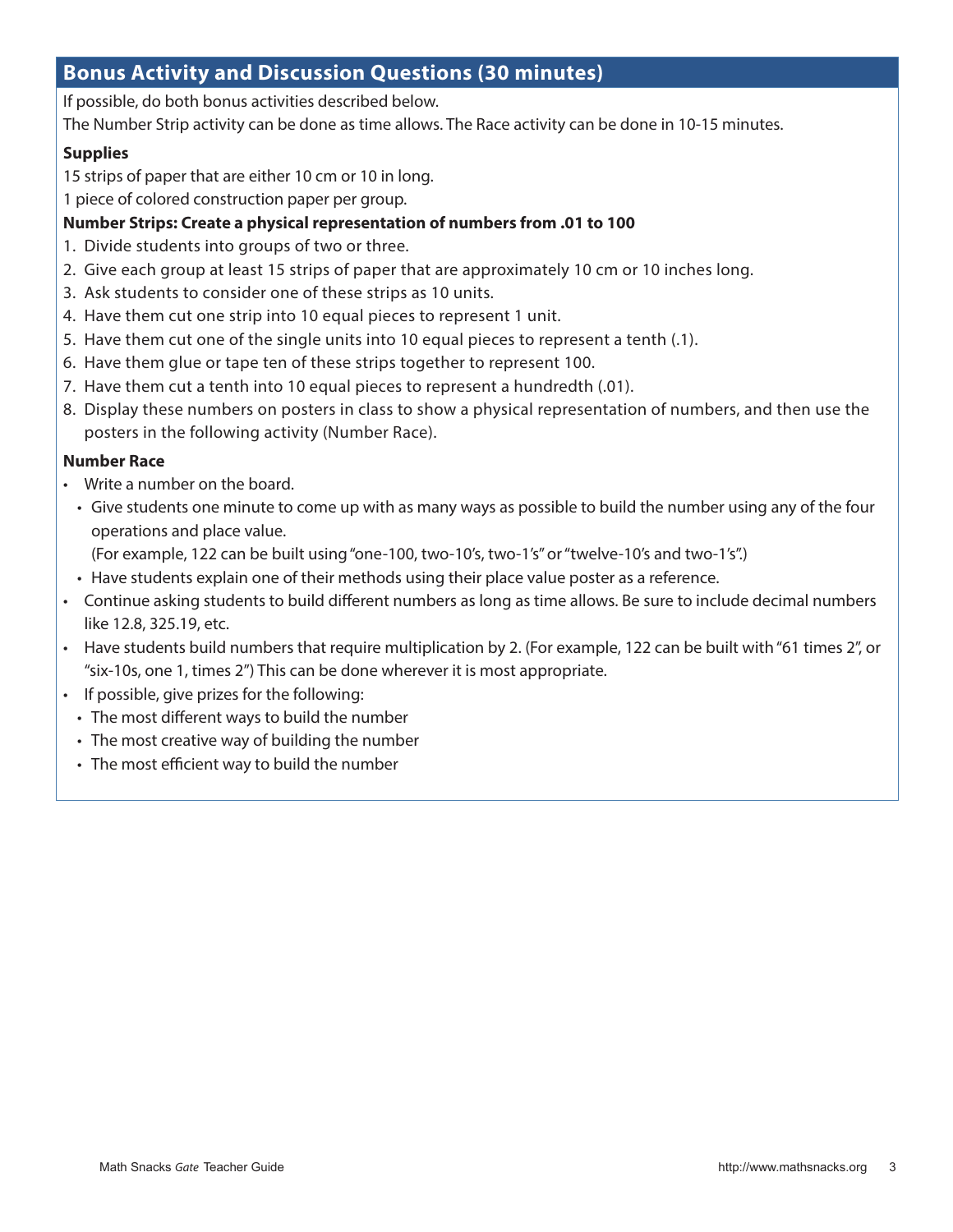## Bonus Activity and Discussion Questions (30 minutes)

If possible, do both bonus activities described below.

The Number Strip activity can be done as time allows. The Race activity can be done in 10-15 minutes.

**Supplies**

15 strips of paper that are either 10 cm or 10 in long.

1 piece of colored construction paper per group.

**Number Strips: Create a physical representation of numbers from .01 to 100**

1. Divide students into groups of two or three.
2. Give each group at least 15 strips of paper that are approximately 10 cm or 10 inches long.
3. Ask students to consider one of these strips as 10 units.
4. Have them cut one strip into 10 equal pieces to represent 1 unit.
5. Have them cut one of the single units into 10 equal pieces to represent a tenth (.1).
6. Have them glue or tape ten of these strips together to represent 100.
7. Have them cut a tenth into 10 equal pieces to represent a hundredth (.01).
8. Display these numbers on posters in class to show a physical representation of numbers, and then use the posters in the following activity (Number Race).

**Number Race**

- Write a number on the board.
  - Give students one minute to come up with as many ways as possible to build the number using any of the four operations and place value.
    (For example, 122 can be built using "one-100, two-10's, two-1's" or "twelve-10's and two-1's".)
  - Have students explain one of their methods using their place value poster as a reference.
- Continue asking students to build different numbers as long as time allows. Be sure to include decimal numbers like 12.8, 325.19, etc.
- Have students build numbers that require multiplication by 2. (For example, 122 can be built with "61 times 2", or "six-10s, one 1, times 2") This can be done wherever it is most appropriate.
- If possible, give prizes for the following:
  - The most different ways to build the number
  - The most creative way of building the number
  - The most efficient way to build the number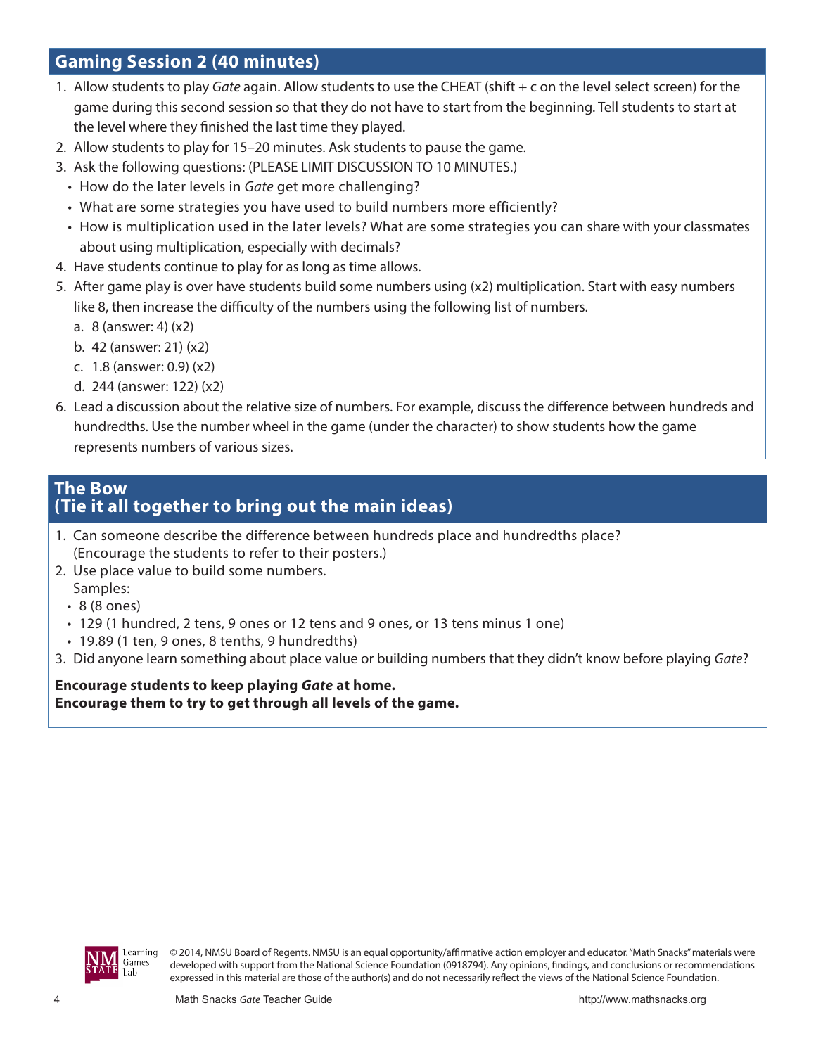## Gaming Session 2 (40 minutes)

1. Allow students to play *Gate* again. Allow students to use the CHEAT (shift + c on the level select screen) for the game during this second session so that they do not have to start from the beginning. Tell students to start at the level where they finished the last time they played.
2. Allow students to play for 15–20 minutes. Ask students to pause the game.
3. Ask the following questions: (PLEASE LIMIT DISCUSSION TO 10 MINUTES.)
   - How do the later levels in *Gate* get more challenging?
   - What are some strategies you have used to build numbers more efficiently?
   - How is multiplication used in the later levels? What are some strategies you can share with your classmates about using multiplication, especially with decimals?
4. Have students continue to play for as long as time allows.
5. After game play is over have students build some numbers using (x2) multiplication. Start with easy numbers like 8, then increase the difficulty of the numbers using the following list of numbers.
   a. 8 (answer: 4) (x2)
   b. 42 (answer: 21) (x2)
   c. 1.8 (answer: 0.9) (x2)
   d. 244 (answer: 122) (x2)
6. Lead a discussion about the relative size of numbers. For example, discuss the difference between hundreds and hundredths. Use the number wheel in the game (under the character) to show students how the game represents numbers of various sizes.

## The Bow (Tie it all together to bring out the main ideas)

1. Can someone describe the difference between hundreds place and hundredths place? (Encourage the students to refer to their posters.)
2. Use place value to build some numbers.
   Samples:
   - 8 (8 ones)
   - 129 (1 hundred, 2 tens, 9 ones or 12 tens and 9 ones, or 13 tens minus 1 one)
   - 19.89 (1 ten, 9 ones, 8 tenths, 9 hundredths)
3. Did anyone learn something about place value or building numbers that they didn't know before playing *Gate*?

**Encourage students to keep playing *Gate* at home.**
**Encourage them to try to get through all levels of the game.**

© 2014, NMSU Board of Regents. NMSU is an equal opportunity/affirmative action employer and educator. "Math Snacks" materials were developed with support from the National Science Foundation (0918794). Any opinions, findings, and conclusions or recommendations expressed in this material are those of the author(s) and do not necessarily reflect the views of the National Science Foundation.